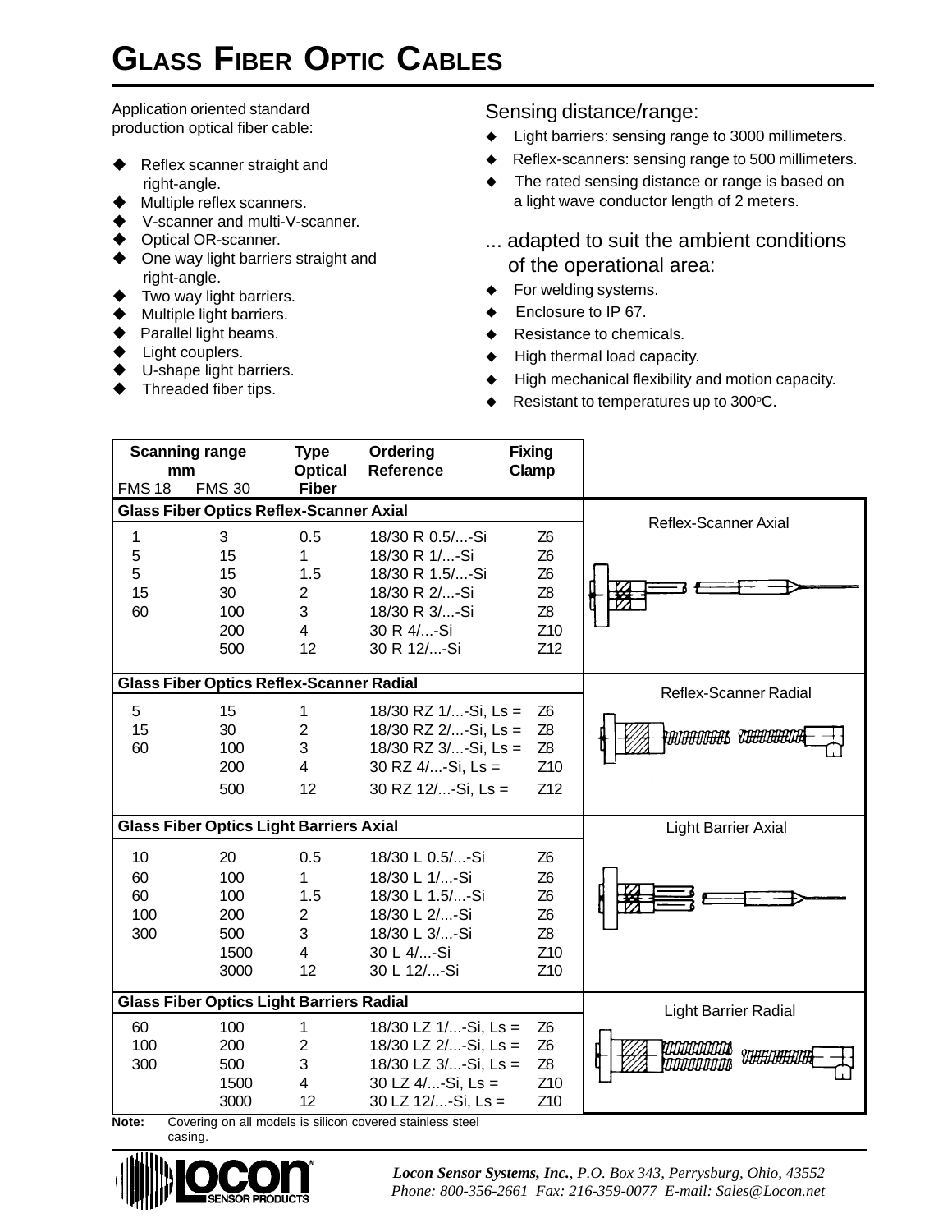# GLASS FIBER OPTIC CABLES

Application oriented standard production optical fiber cable:

- Reflex scanner straight and right-angle.
- Multiple reflex scanners.
- V-scanner and multi-V-scanner.
- Optical OR-scanner.
- One way light barriers straight and right-angle.
- Two way light barriers.
- Multiple light barriers.
- Parallel light beams.
- Light couplers.
- U-shape light barriers.
- Threaded fiber tips.

Sensing distance/range:

- Light barriers: sensing range to 3000 millimeters.
- Reflex-scanners: sensing range to 500 millimeters.
- The rated sensing distance or range is based on a light wave conductor length of 2 meters.

... adapted to suit the ambient conditions of the operational area:

- For welding systems.
- Enclosure to IP 67.
- Resistance to chemicals.
- High thermal load capacity.
- High mechanical flexibility and motion capacity.
- Resistant to temperatures up to 300°C.

| Scanning range mm FMS 18 | FMS 30 | Type Optical Fiber | Ordering Reference | Fixing Clamp | |
|---|---|---|---|---|---|
| **Glass Fiber Optics Reflex-Scanner Axial** | | | | | Reflex-Scanner Axial |
| 1 | 3 | 0.5 | 18/30 R 0.5/...-Si | Z6 | |
| 5 | 15 | 1 | 18/30 R 1/...-Si | Z6 | |
| 5 | 15 | 1.5 | 18/30 R 1.5/...-Si | Z6 | |
| 15 | 30 | 2 | 18/30 R 2/...-Si | Z8 | |
| 60 | 100 | 3 | 18/30 R 3/...-Si | Z8 | |
| | 200 | 4 | 30 R 4/...-Si | Z10 | |
| | 500 | 12 | 30 R 12/...-Si | Z12 | |
| **Glass Fiber Optics Reflex-Scanner Radial** | | | | | Reflex-Scanner Radial |
| 5 | 15 | 1 | 18/30 RZ 1/...-Si, Ls = | Z6 | |
| 15 | 30 | 2 | 18/30 RZ 2/...-Si, Ls = | Z8 | |
| 60 | 100 | 3 | 18/30 RZ 3/...-Si, Ls = | Z8 | |
| | 200 | 4 | 30 RZ 4/...-Si, Ls = | Z10 | |
| | 500 | 12 | 30 RZ 12/...-Si, Ls = | Z12 | |
| **Glass Fiber Optics Light Barriers Axial** | | | | | Light Barrier Axial |
| 10 | 20 | 0.5 | 18/30 L 0.5/...-Si | Z6 | |
| 60 | 100 | 1 | 18/30 L 1/...-Si | Z6 | |
| 60 | 100 | 1.5 | 18/30 L 1.5/...-Si | Z6 | |
| 100 | 200 | 2 | 18/30 L 2/...-Si | Z6 | |
| 300 | 500 | 3 | 18/30 L 3/...-Si | Z8 | |
| | 1500 | 4 | 30 L 4/...-Si | Z10 | |
| | 3000 | 12 | 30 L 12/...-Si | Z10 | |
| **Glass Fiber Optics Light Barriers Radial** | | | | | Light Barrier Radial |
| 60 | 100 | 1 | 18/30 LZ 1/...-Si, Ls = | Z6 | |
| 100 | 200 | 2 | 18/30 LZ 2/...-Si, Ls = | Z6 | |
| 300 | 500 | 3 | 18/30 LZ 3/...-Si, Ls = | Z8 | |
| | 1500 | 4 | 30 LZ 4/...-Si, Ls = | Z10 | |
| | 3000 | 12 | 30 LZ 12/...-Si, Ls = | Z10 | |

**Note:** Covering on all models is silicon covered stainless steel casing.

*Locon Sensor Systems, Inc., P.O. Box 343, Perrysburg, Ohio, 43552*
*Phone: 800-356-2661 Fax: 216-359-0077 E-mail: Sales@Locon.net*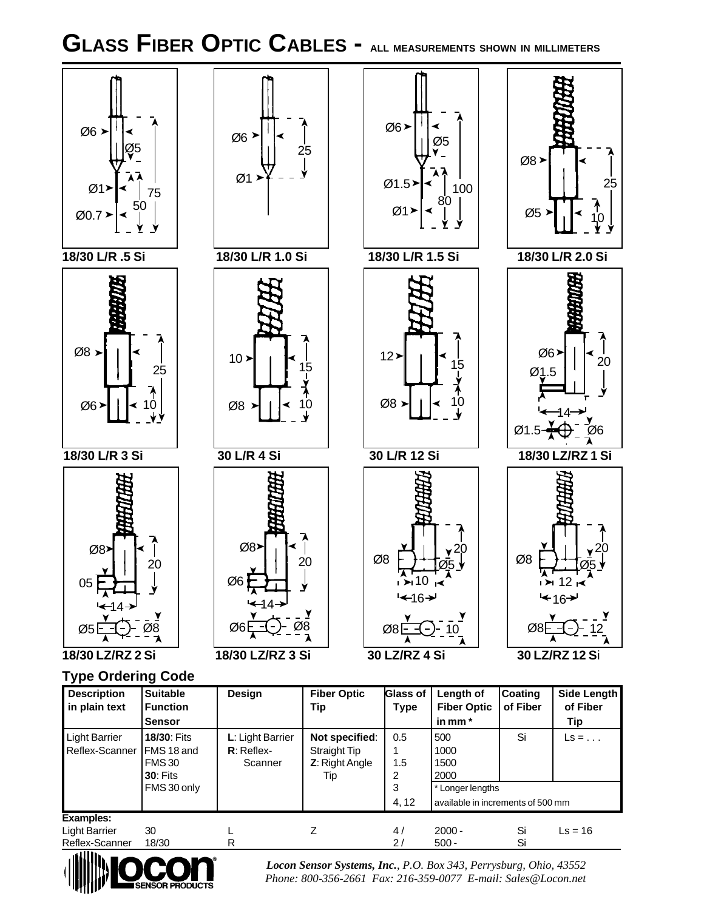# GLASS FIBER OPTIC CABLES - ALL MEASUREMENTS SHOWN IN MILLIMETERS

Ø6
Ø5
Ø1
75
50
Ø0.7

**18/30 L/R .5 Si**

Ø6
25
Ø1

**18/30 L/R 1.0 Si**

Ø6
Ø5
Ø1.5
100
80
Ø1

**18/30 L/R 1.5 Si**

Ø8
25
Ø5
10

**18/30 L/R 2.0 Si**

Ø8
25
Ø6
10

**18/30 L/R 3 Si**

10
15
Ø8
10

**30 L/R 4 Si**

12
15
Ø8
10

**30 L/R 12 Si**

Ø6
20
Ø1.5
14
Ø1.5
Ø6

**18/30 LZ/RZ 1 Si**

Ø8
20
05
14
Ø5
Ø8

**18/30 LZ/RZ 2 Si**

Ø8
20
Ø6
14
Ø6
Ø8

**18/30 LZ/RZ 3 Si**

Ø8
20
Ø5
10
16
Ø8
10

**30 LZ/RZ 4 Si**

Ø8
20
Ø5
12
16
Ø8
12

**30 LZ/RZ 12 Si**

## Type Ordering Code

| Description in plain text | Suitable Function Sensor | Design | Fiber Optic Tip | Glass of Type | Length of Fiber Optic in mm * | Coating of Fiber | Side Length of Fiber Tip |
|---|---|---|---|---|---|---|---|
| Light Barrier<br>Reflex-Scanner | **18/30**: Fits FMS 18 and FMS 30<br>**30**: Fits FMS 30 only | **L**: Light Barrier<br>**R**: Reflex-Scanner | **Not specified**: Straight Tip<br>**Z**: Right Angle Tip | 0.5<br>1<br>1.5<br>2<br>3<br>4, 12 | 500<br>1000<br>1500<br>2000<br>* Longer lengths available in increments of 500 mm | Si | Ls = . . . |

**Examples:**

| | | | | | | | |
|---|---|---|---|---|---|---|---|
| Light Barrier | 30 | L | Z | 4 / | 2000 - | Si | Ls = 16 |
| Reflex-Scanner | 18/30 | R | | 2 / | 500 - | Si | |

locon SENSOR PRODUCTS

*Locon Sensor Systems, Inc., P.O. Box 343, Perrysburg, Ohio, 43552*
*Phone: 800-356-2661 Fax: 216-359-0077 E-mail: Sales@Locon.net*